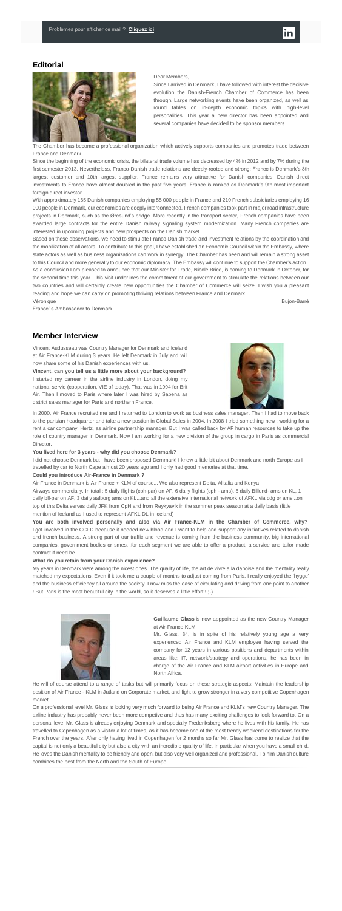Problèmes pour afficher ce mail ? **Cliquez ici**

## Editorial

Dear Members,

Since I arrived in Denmark, I have followed with interest the decisive evolution the Danish-French Chamber of Commerce has been through. Large networking events have been organized, as well as round tables on in-depth economic topics with high-level personalities. This year a new director has been appointed and several companies have decided to be sponsor members.

The Chamber has become a professional organization which actively supports companies and promotes trade between France and Denmark.

Since the beginning of the economic crisis, the bilateral trade volume has decreased by 4% in 2012 and by 7% during the first semester 2013. Nevertheless, Franco-Danish trade relations are deeply-rooted and strong: France is Denmark's 8th largest customer and 10th largest supplier. France remains very attractive for Danish companies: Danish direct investments to France have almost doubled in the past five years. France is ranked as Denmark's 9th most important foreign direct investor.

With approximately 165 Danish companies employing 55 000 people in France and 210 French subsidiaries employing 16 000 people in Denmark, our economies are deeply interconnected. French companies took part in major road infrastructure projects in Denmark, such as the Øresund's bridge. More recently in the transport sector, French companies have been awarded large contracts for the entire Danish railway signaling system modernization. Many French companies are interested in upcoming projects and new prospects on the Danish market.

Based on these observations, we need to stimulate Franco-Danish trade and investment relations by the coordination and the mobilization of all actors. To contribute to this goal, I have established an Economic Council within the Embassy, where state actors as well as business organizations can work in synergy. The Chamber has been and will remain a strong asset to this Council and more generally to our economic diplomacy. The Embassy will continue to support the Chamber's action.

As a conclusion I am pleased to announce that our Minister for Trade, Nicole Bricq, is coming to Denmark in October, for the second time this year. This visit underlines the commitment of our government to stimulate the relations between our two countries and will certainly create new opportunities the Chamber of Commerce will seize. I wish you a pleasant reading and hope we can carry on promoting thriving relations between France and Denmark.

Véronique Bujon-Barré

France' s Ambassador to Denmark

## Member Interview

Vincent Audusseau was Country Manager for Denmark and Iceland at Air France-KLM during 3 years. He left Denmark in July and will now share some of his Danish experiences with us.

**Vincent, can you tell us a little more about your background?**

I started my carreer in the airline industry in London, doing my national servie (cooperation, VIE of today). That was in 1994 for Brit Air. Then I moved to Paris where later I was hired by Sabena as district sales manager for Paris and northern France.

In 2000, Air France recruited me and I returned to London to work as business sales manager. Then I had to move back to the parisian headquarter and take a new postion in Global Sales in 2004. In 2008 I tried something new : working for a rent a car company, Hertz, as airline partnership manager. But I was called back by AF human resources to take up the role of country manager in Denmark. Now I am working for a new division of the group in cargo in Paris as commercial Director.

**You lived here for 3 years - why did you choose Denmark?**

I did not choose Denmark but I have been proposed Demmark! I knew a little bit about Denmark and north Europe as I travelled by car to North Cape almost 20 years ago and I only had good memories at that time.

**Could you introduce Air-France in Denmark ?**

Air France in Denmark is Air France + KLM of course... We also represent Delta, Alitalia and Kenya Airways commercially. In total : 5 daily flights (cph-par) on AF, 6 daily flights (cph - ams), 5 daily Billund- ams on KL, 1 daily bll-par on AF, 3 daily aalborg ams on KL...and all the extensive international network of AFKL via cdg or ams...on top of this Delta serves daily JFK from CpH and from Reykjavik in the summer peak season at a daily basis (little mention of Iceland as I used to represent AFKL DL in Iceland)

**You are both involved personally and also via Air France-KLM in the Chamber of Commerce, why?**

I got involved in the CCFD because it needed new blood and I want to help and support any initiatives related to danish and french business. A strong part of our traffic and revenue is coming from the business community, big international companies, government bodies or smes...for each segment we are able to offer a product, a service and tailor made contract if need be.

**What do you retain from your Danish experience?**

My years in Denmark were among the nicest ones. The quality of life, the art de vivre a la danoise and the mentality really matched my expectations. Even if it took me a couple of months to adjust coming from Paris. I really enjoyed the 'hygge' and the business efficiency all around the society. I now miss the ease of circulating and driving from one point to another ! But Paris is the most beautiful city in the world, so it deserves a little effort ! ;-)

**Guillaume Glass** is now apppointed as the new Country Manager at Air-France KLM.

Mr. Glass, 34, is in spite of his relatively young age a very experienced Air France and KLM employee having served the company for 12 years in various positions and departments within areas like: IT, network/strategy and operations, he has been in charge of the Air France and KLM airport activities in Europe and North Africa.

He will of course attend to a range of tasks but will primarily focus on these strategic aspects: Maintain the leadership position of Air France - KLM in Jutland on Corporate market, and fight to grow stronger in a very competitive Copenhagen market.

On a professional level Mr. Glass is looking very much forward to being Air France and KLM's new Country Manager. The airline industry has probably never been more competive and thus has many exciting challenges to look forward to. On a personal level Mr. Glass is already enjoying Denmark and specially Frederiksberg where he lives with his family. He has travelled to Copenhagen as a visitor a lot of times, as it has become one of the most trendy weekend destinations for the French over the years. After only having lived in Copenhagen for 2 months so far Mr. Glass has come to realize that the capital is not only a beautiful city but also a city with an incredible quality of life, in particular when you have a small child. He loves the Danish mentality to be friendly and open, but also very well organized and professional. To him Danish culture combines the best from the North and the South of Europe.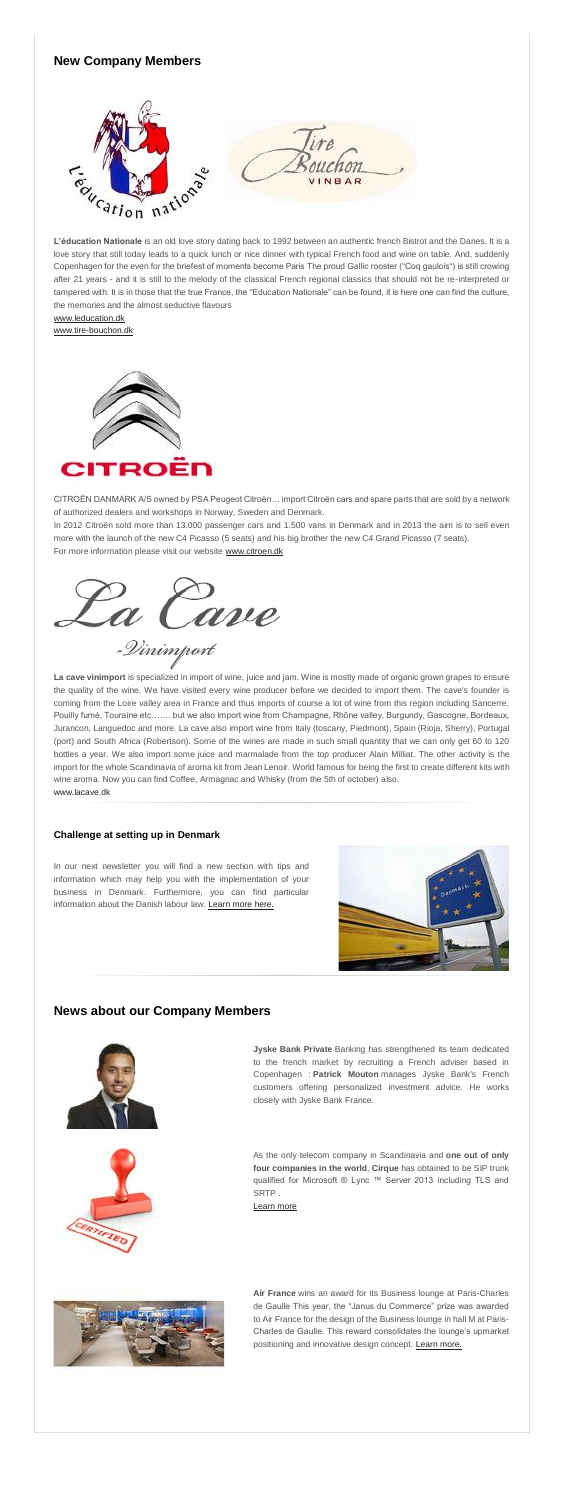## New Company Members

**L'éducation Nationale** is an old love story dating back to 1992 between an authentic french Bistrot and the Danes. It is a love story that still today leads to a quick lunch or nice dinner with typical French food and wine on table. And, suddenly Copenhagen for the even for the briefest of moments become Paris The proud Gallic rooster ("Coq gaulois") is still crowing after 21 years - and it is still to the melody of the classical French regional classics that should not be re-interpreted or tampered with. It is in those that the true France, the "Education Nationale" can be found, it is here one can find the culture, the memories and the almost seductive flavours

www.leducation.dk
www.tire-bouchon.dk

CITROËN DANMARK A/S owned by PSA Peugeot Citroën… import Citroën cars and spare parts that are sold by a network of authorized dealers and workshops in Norway, Sweden and Denmark.

In 2012 Citroën sold more than 13.000 passenger cars and 1.500 vans in Denmark and in 2013 the aim is to sell even more with the launch of the new C4 Picasso (5 seats) and his big brother the new C4 Grand Picasso (7 seats).

For more information please visit our website www.citroen.dk

**La cave vinimport** is specialized in import of wine, juice and jam. Wine is mostly made of organic grown grapes to ensure the quality of the wine. We have visited every wine producer before we decided to import them. The cave's founder is coming from the Loire valley area in France and thus imports of course a lot of wine from this region including Sancerre, Pouilly fumé, Touraine etc……. but we also import wine from Champagne, Rhône valley, Burgundy, Gascogne, Bordeaux, Jurancon, Languedoc and more. La cave also import wine from Italy (toscany, Piedmont), Spain (Rioja, Sherry), Portugal (port) and South Africa (Robertson). Some of the wines are made in such small quantity that we can only get 60 to 120 bottles a year. We also import some juice and marmalade from the top producer Alain Milliat. The other activity is the import for the whole Scandinavia of aroma kit from Jean Lenoir. World famous for being the first to create different kits with wine aroma. Now you can find Coffee, Armagnac and Whisky (from the 5th of october) also.

www.lacave.dk

### Challenge at setting up in Denmark

In our next newsletter you will find a new section with tips and information which may help you with the implementation of your business in Denmark. Furthermore, you can find particular information about the Danish labour law. Learn more here.

## News about our Company Members

**Jyske Bank Private** Banking has strengthened its team dedicated to the french market by recruiting a French adviser based in Copenhagen : **Patrick Mouton** manages Jyske Bank's French customers offering personalized investment advice. He works closely with Jyske Bank France.

As the only telecom company in Scandinavia and **one out of only four companies in the world**, **Cirque** has obtained to be SIP trunk qualified for Microsoft ® Lync ™ Server 2013 including TLS and SRTP .

Learn more

**Air France** wins an award for its Business lounge at Paris-Charles de Gaulle This year, the "Janus du Commerce" prize was awarded to Air France for the design of the Business lounge in hall M at Paris-Charles de Gaulle. This reward consolidates the lounge's upmarket positioning and innovative design concept. Learn more.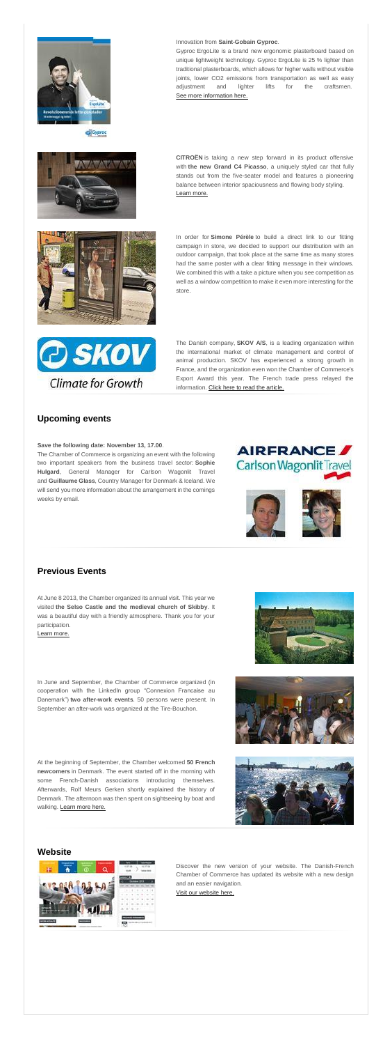Innovation from **Saint-Gobain Gyproc**.

Gyproc ErgoLite is a brand new ergonomic plasterboard based on unique lightweight technology. Gyproc ErgoLite is 25 % lighter than traditional plasterboards, which allows for higher walls without visible joints, lower CO2 emissions from transportation as well as easy adjustment and lighter lifts for the craftsmen. See more information here.

**CITROËN** is taking a new step forward in its product offensive with **the new Grand C4 Picasso**, a uniquely styled car that fully stands out from the five-seater model and features a pioneering balance between interior spaciousness and flowing body styling. Learn more.

In order for **Simone Pérèle** to build a direct link to our fitting campaign in store, we decided to support our distribution with an outdoor campaign, that took place at the same time as many stores had the same poster with a clear fitting message in their windows. We combined this with a take a picture when you see competition as well as a window competition to make it even more interesting for the store.

The Danish company, **SKOV A/S**, is a leading organization within the international market of climate management and control of animal production. SKOV has experienced a strong growth in France, and the organization even won the Chamber of Commerce's Export Award this year. The French trade press relayed the information. Click here to read the article.

## Upcoming events

**Save the following date: November 13, 17.00**.

The Chamber of Commerce is organizing an event with the following two important speakers from the business travel sector: **Sophie Hulgard**, General Manager for Carlson Wagonlit Travel and **Guillaume Glass**, Country Manager for Denmark & Iceland. We will send you more information about the arrangement in the comings weeks by email.

## Previous Events

At June 8 2013, the Chamber organized its annual visit. This year we visited **the Selso Castle and the medieval church of Skibby**. It was a beautiful day with a friendly atmosphere. Thank you for your participation.
Learn more.

In June and September, the Chamber of Commerce organized (in cooperation with the LinkedIn group "Connexion Francaise au Danemark") **two after-work events**. 50 persons were present. In September an after-work was organized at the Tire-Bouchon.

At the beginning of September, the Chamber welcomed **50 French newcomers** in Denmark. The event started off in the morning with some French-Danish associations introducing themselves. Afterwards, Rolf Meurs Gerken shortly explained the history of Denmark. The afternoon was then spent on sightseeing by boat and walking. Learn more here.

## Website

Discover the new version of your website. The Danish-French Chamber of Commerce has updated its website with a new design and an easier navigation.
Visit our website here.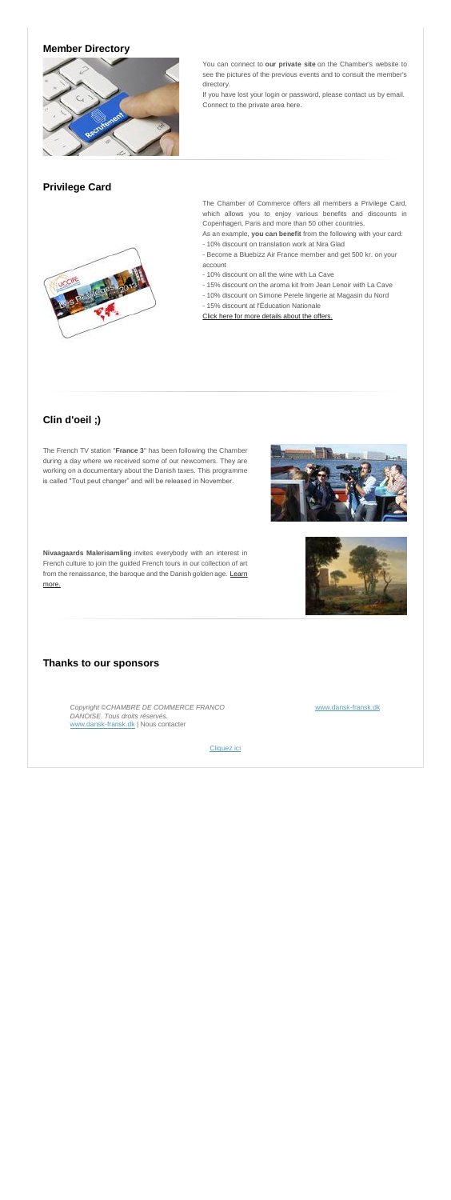## Member Directory

You can connect to **our private site** on the Chamber's website to see the pictures of the previous events and to consult the member's directory.

If you have lost your login or password, please contact us by email. Connect to the private area here.

## Privilege Card

The Chamber of Commerce offers all members a Privilege Card, which allows you to enjoy various benefits and discounts in Copenhagen, Paris and more than 50 other countries.

As an example, **you can benefit** from the following with your card:

- 10% discount on translation work at Nira Glad
- Become a Bluebizz Air France member and get 500 kr. on your account
- 10% discount on all the wine with La Cave
- 15% discount on the aroma kit from Jean Lenoir with La Cave
- 10% discount on Simone Perele lingerie at Magasin du Nord
- 15% discount at l'Éducation Nationale

Click here for more details about the offers.

## Clin d'oeil ;)

The French TV station "**France 3**" has been following the Chamber during a day where we received some of our newcomers. They are working on a documentary about the Danish taxes. This programme is called "Tout peut changer" and will be released in November.

**Nivaagaards Malerisamling** invites everybody with an interest in French culture to join the guided French tours in our collection of art from the renaissance, the baroque and the Danish golden age. Learn more.

## Thanks to our sponsors

*Copyright ©CHAMBRE DE COMMERCE FRANCO DANOISE. Tous droits réservés.*
www.dansk-fransk.dk | Nous contacter

www.dansk-fransk.dk

Cliquez ici